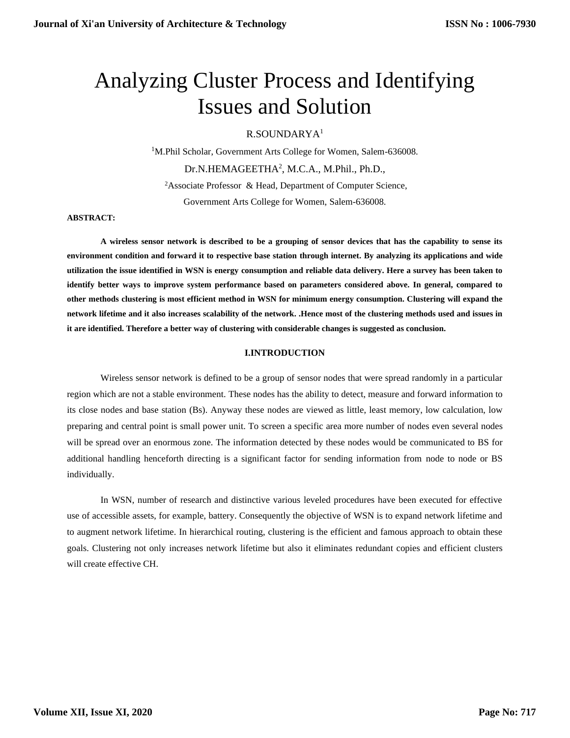# Analyzing Cluster Process and Identifying Issues and Solution

R.SOUNDARYA[1]

[1]M.Phil Scholar, Government Arts College for Women, Salem-636008.

Dr.N.HEMAGEETHA[2], M.C.A., M.Phil., Ph.D.,

[2]Associate Professor & Head, Department of Computer Science,

Government Arts College for Women, Salem-636008.

**ABSTRACT:**

**A wireless sensor network is described to be a grouping of sensor devices that has the capability to sense its environment condition and forward it to respective base station through internet. By analyzing its applications and wide utilization the issue identified in WSN is energy consumption and reliable data delivery. Here a survey has been taken to identify better ways to improve system performance based on parameters considered above. In general, compared to other methods clustering is most efficient method in WSN for minimum energy consumption. Clustering will expand the network lifetime and it also increases scalability of the network. .Hence most of the clustering methods used and issues in it are identified. Therefore a better way of clustering with considerable changes is suggested as conclusion.**

## I.INTRODUCTION

Wireless sensor network is defined to be a group of sensor nodes that were spread randomly in a particular region which are not a stable environment. These nodes has the ability to detect, measure and forward information to its close nodes and base station (Bs). Anyway these nodes are viewed as little, least memory, low calculation, low preparing and central point is small power unit. To screen a specific area more number of nodes even several nodes will be spread over an enormous zone. The information detected by these nodes would be communicated to BS for additional handling henceforth directing is a significant factor for sending information from node to node or BS individually.

In WSN, number of research and distinctive various leveled procedures have been executed for effective use of accessible assets, for example, battery. Consequently the objective of WSN is to expand network lifetime and to augment network lifetime. In hierarchical routing, clustering is the efficient and famous approach to obtain these goals. Clustering not only increases network lifetime but also it eliminates redundant copies and efficient clusters will create effective CH.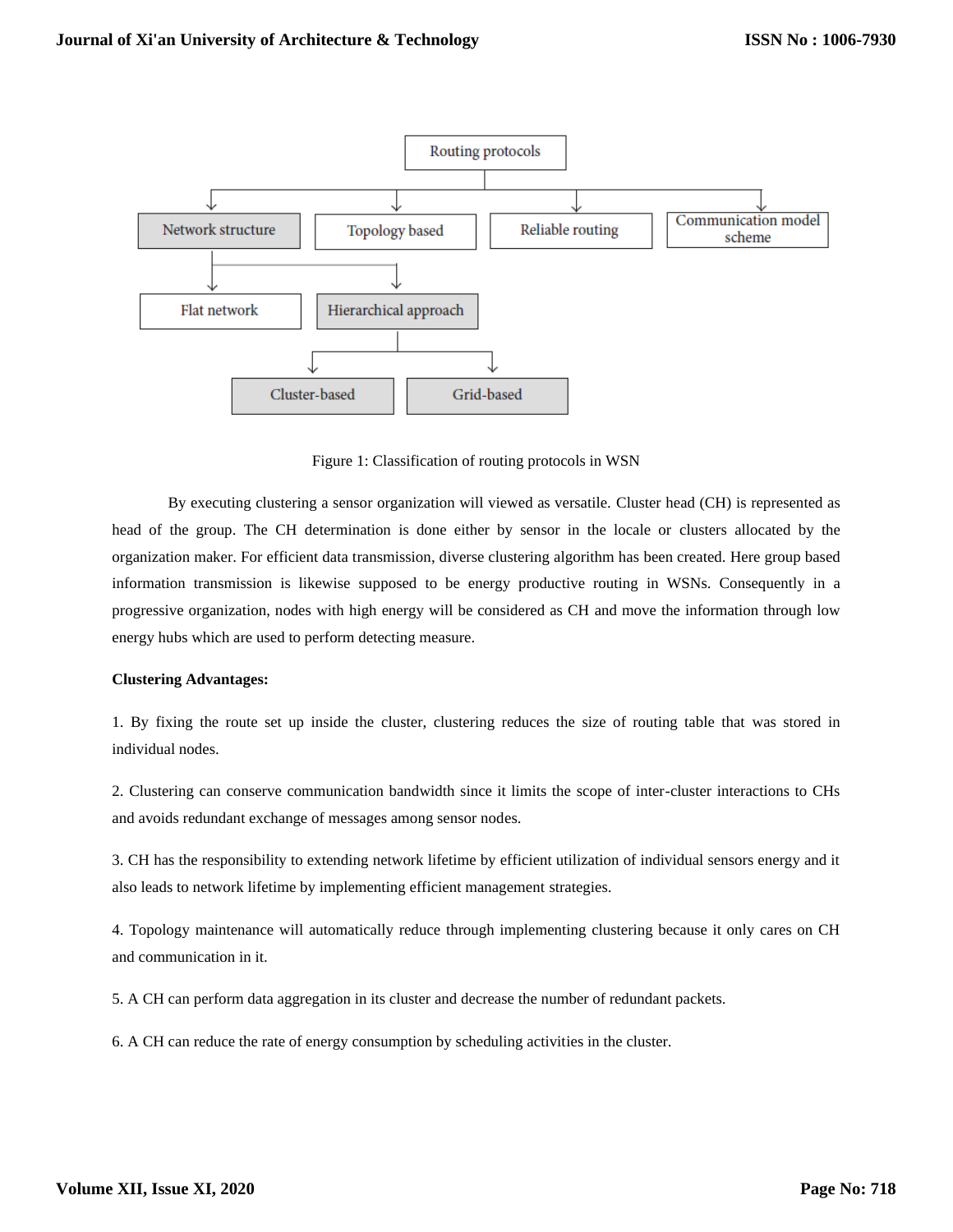Figure 1: Classification of routing protocols in WSN

By executing clustering a sensor organization will viewed as versatile. Cluster head (CH) is represented as head of the group. The CH determination is done either by sensor in the locale or clusters allocated by the organization maker. For efficient data transmission, diverse clustering algorithm has been created. Here group based information transmission is likewise supposed to be energy productive routing in WSNs. Consequently in a progressive organization, nodes with high energy will be considered as CH and move the information through low energy hubs which are used to perform detecting measure.

**Clustering Advantages:**

1. By fixing the route set up inside the cluster, clustering reduces the size of routing table that was stored in individual nodes.

2. Clustering can conserve communication bandwidth since it limits the scope of inter-cluster interactions to CHs and avoids redundant exchange of messages among sensor nodes.

3. CH has the responsibility to extending network lifetime by efficient utilization of individual sensors energy and it also leads to network lifetime by implementing efficient management strategies.

4. Topology maintenance will automatically reduce through implementing clustering because it only cares on CH and communication in it.

5. A CH can perform data aggregation in its cluster and decrease the number of redundant packets.

6. A CH can reduce the rate of energy consumption by scheduling activities in the cluster.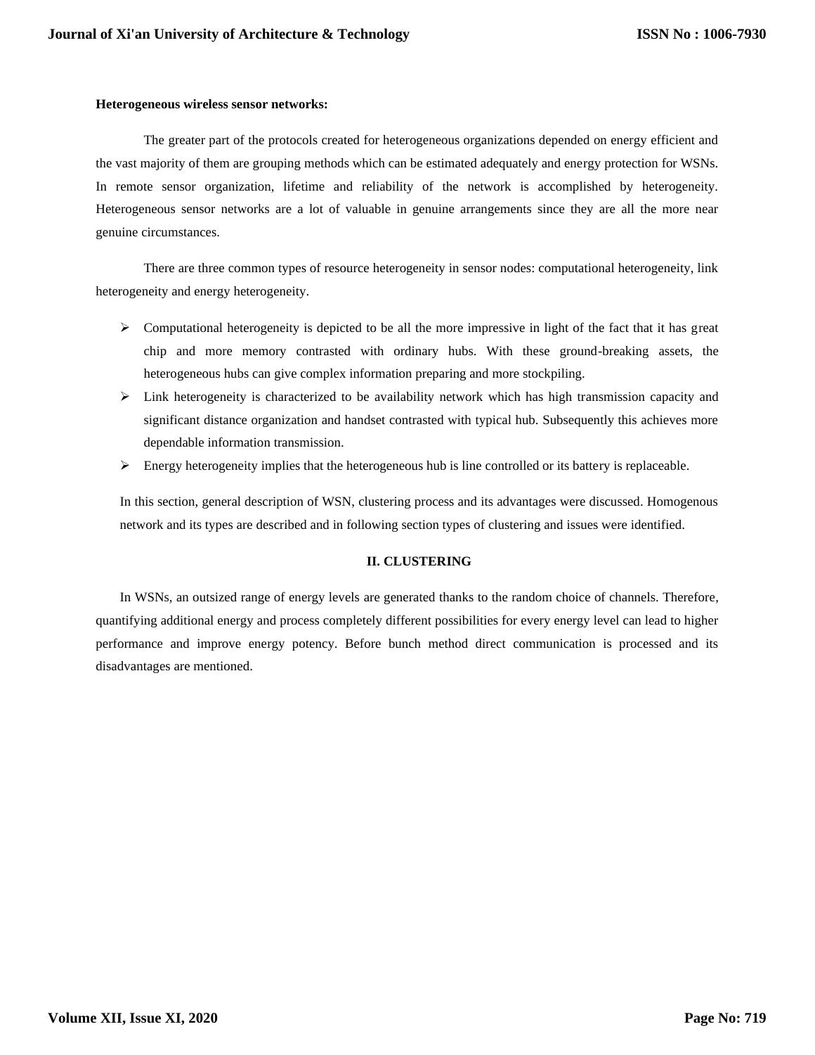**Heterogeneous wireless sensor networks:**

The greater part of the protocols created for heterogeneous organizations depended on energy efficient and the vast majority of them are grouping methods which can be estimated adequately and energy protection for WSNs. In remote sensor organization, lifetime and reliability of the network is accomplished by heterogeneity. Heterogeneous sensor networks are a lot of valuable in genuine arrangements since they are all the more near genuine circumstances.

There are three common types of resource heterogeneity in sensor nodes: computational heterogeneity, link heterogeneity and energy heterogeneity.

- Computational heterogeneity is depicted to be all the more impressive in light of the fact that it has great chip and more memory contrasted with ordinary hubs. With these ground-breaking assets, the heterogeneous hubs can give complex information preparing and more stockpiling.
- Link heterogeneity is characterized to be availability network which has high transmission capacity and significant distance organization and handset contrasted with typical hub. Subsequently this achieves more dependable information transmission.
- Energy heterogeneity implies that the heterogeneous hub is line controlled or its battery is replaceable.

In this section, general description of WSN, clustering process and its advantages were discussed. Homogenous network and its types are described and in following section types of clustering and issues were identified.

## II. CLUSTERING

In WSNs, an outsized range of energy levels are generated thanks to the random choice of channels. Therefore, quantifying additional energy and process completely different possibilities for every energy level can lead to higher performance and improve energy potency. Before bunch method direct communication is processed and its disadvantages are mentioned.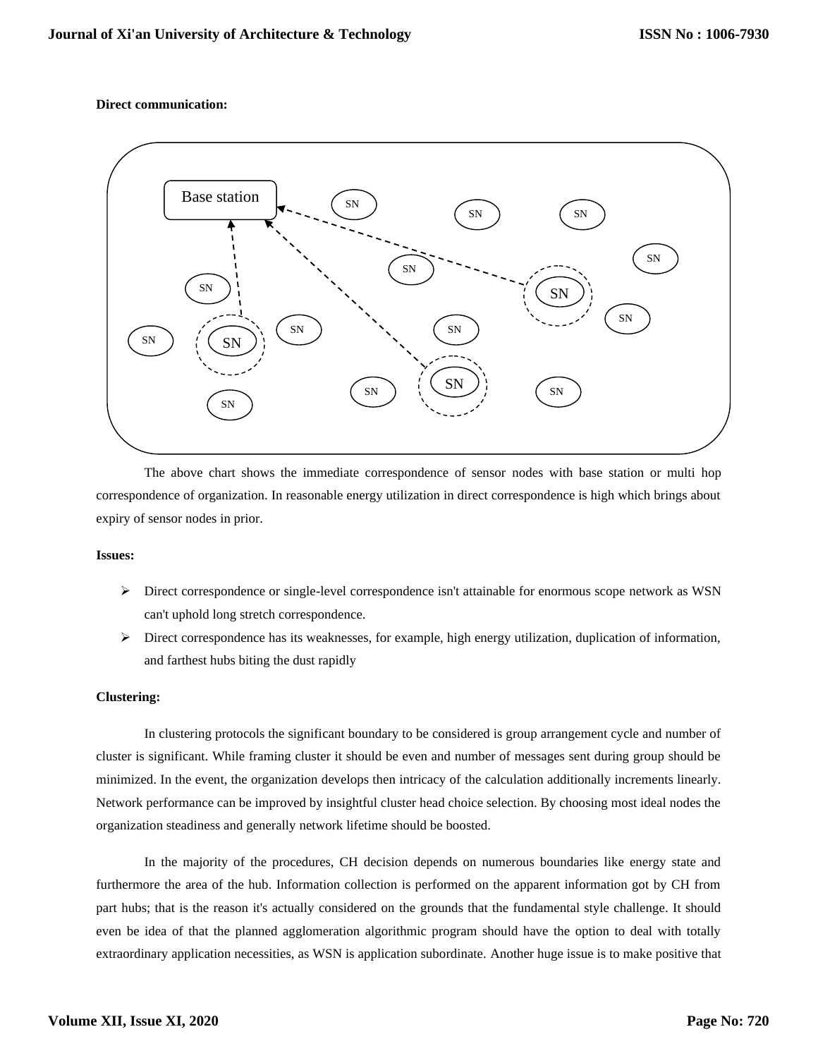**Direct communication:**

The above chart shows the immediate correspondence of sensor nodes with base station or multi hop correspondence of organization. In reasonable energy utilization in direct correspondence is high which brings about expiry of sensor nodes in prior.

**Issues:**

- Direct correspondence or single-level correspondence isn't attainable for enormous scope network as WSN can't uphold long stretch correspondence.
- Direct correspondence has its weaknesses, for example, high energy utilization, duplication of information, and farthest hubs biting the dust rapidly

**Clustering:**

In clustering protocols the significant boundary to be considered is group arrangement cycle and number of cluster is significant. While framing cluster it should be even and number of messages sent during group should be minimized. In the event, the organization develops then intricacy of the calculation additionally increments linearly. Network performance can be improved by insightful cluster head choice selection. By choosing most ideal nodes the organization steadiness and generally network lifetime should be boosted.

In the majority of the procedures, CH decision depends on numerous boundaries like energy state and furthermore the area of the hub. Information collection is performed on the apparent information got by CH from part hubs; that is the reason it's actually considered on the grounds that the fundamental style challenge. It should even be idea of that the planned agglomeration algorithmic program should have the option to deal with totally extraordinary application necessities, as WSN is application subordinate. Another huge issue is to make positive that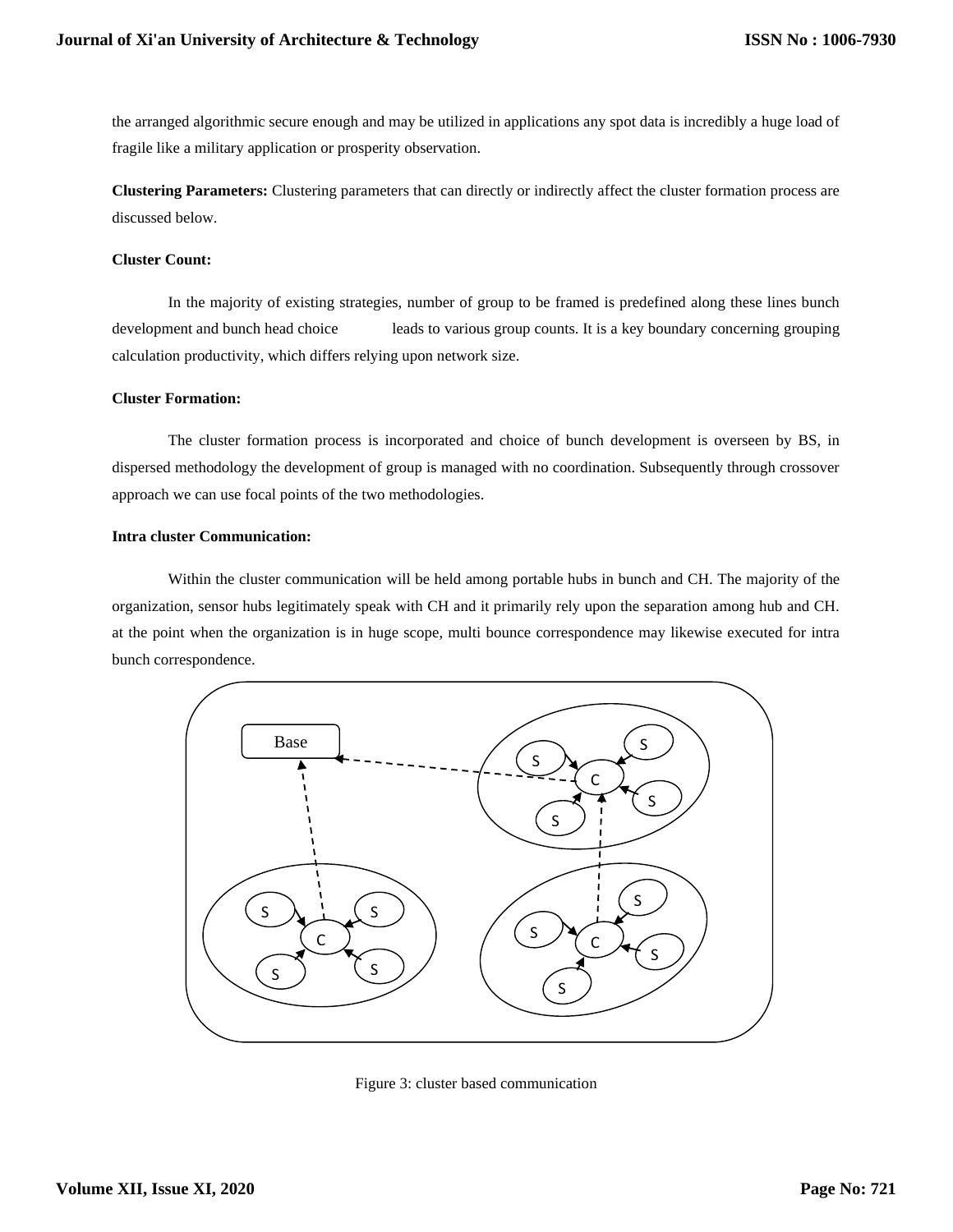the arranged algorithmic secure enough and may be utilized in applications any spot data is incredibly a huge load of fragile like a military application or prosperity observation.

**Clustering Parameters:** Clustering parameters that can directly or indirectly affect the cluster formation process are discussed below.

**Cluster Count:**

In the majority of existing strategies, number of group to be framed is predefined along these lines bunch development and bunch head choice leads to various group counts. It is a key boundary concerning grouping calculation productivity, which differs relying upon network size.

**Cluster Formation:**

The cluster formation process is incorporated and choice of bunch development is overseen by BS, in dispersed methodology the development of group is managed with no coordination. Subsequently through crossover approach we can use focal points of the two methodologies.

**Intra cluster Communication:**

Within the cluster communication will be held among portable hubs in bunch and CH. The majority of the organization, sensor hubs legitimately speak with CH and it primarily rely upon the separation among hub and CH. at the point when the organization is in huge scope, multi bounce correspondence may likewise executed for intra bunch correspondence.

Figure 3: cluster based communication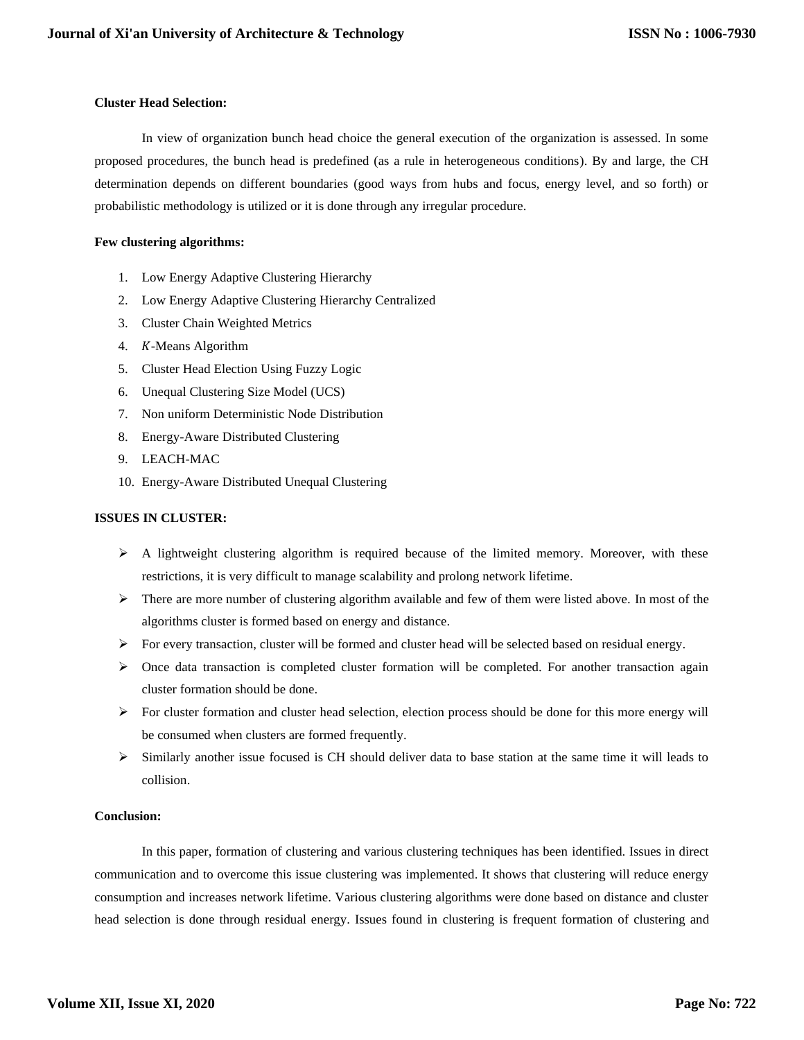**Cluster Head Selection:**

In view of organization bunch head choice the general execution of the organization is assessed. In some proposed procedures, the bunch head is predefined (as a rule in heterogeneous conditions). By and large, the CH determination depends on different boundaries (good ways from hubs and focus, energy level, and so forth) or probabilistic methodology is utilized or it is done through any irregular procedure.

**Few clustering algorithms:**

1. Low Energy Adaptive Clustering Hierarchy
2. Low Energy Adaptive Clustering Hierarchy Centralized
3. Cluster Chain Weighted Metrics
4. $K$-Means Algorithm
5. Cluster Head Election Using Fuzzy Logic
6. Unequal Clustering Size Model (UCS)
7. Non uniform Deterministic Node Distribution
8. Energy-Aware Distributed Clustering
9. LEACH-MAC
10. Energy-Aware Distributed Unequal Clustering

**ISSUES IN CLUSTER:**

- A lightweight clustering algorithm is required because of the limited memory. Moreover, with these restrictions, it is very difficult to manage scalability and prolong network lifetime.
- There are more number of clustering algorithm available and few of them were listed above. In most of the algorithms cluster is formed based on energy and distance.
- For every transaction, cluster will be formed and cluster head will be selected based on residual energy.
- Once data transaction is completed cluster formation will be completed. For another transaction again cluster formation should be done.
- For cluster formation and cluster head selection, election process should be done for this more energy will be consumed when clusters are formed frequently.
- Similarly another issue focused is CH should deliver data to base station at the same time it will leads to collision.

**Conclusion:**

In this paper, formation of clustering and various clustering techniques has been identified. Issues in direct communication and to overcome this issue clustering was implemented. It shows that clustering will reduce energy consumption and increases network lifetime. Various clustering algorithms were done based on distance and cluster head selection is done through residual energy. Issues found in clustering is frequent formation of clustering and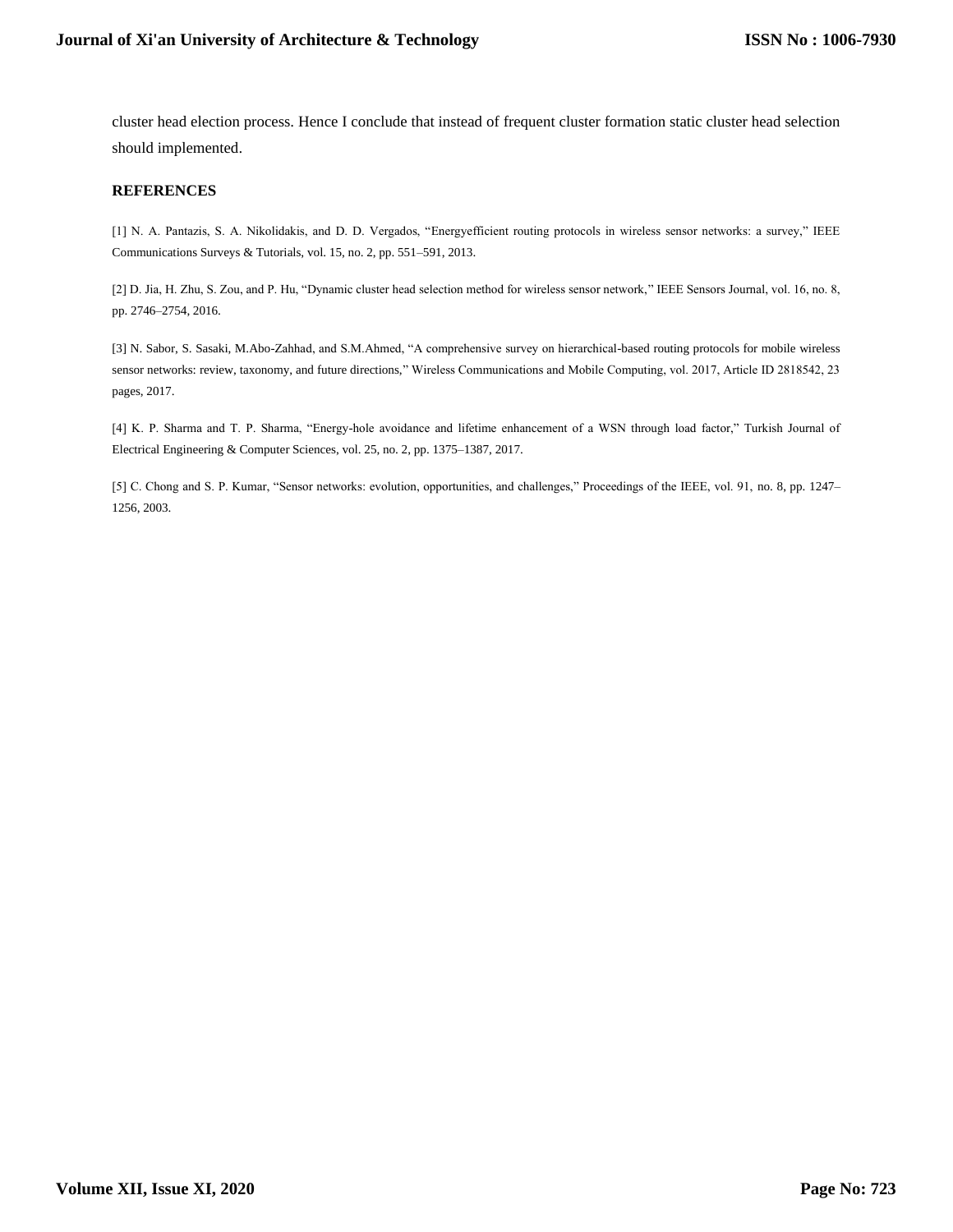cluster head election process. Hence I conclude that instead of frequent cluster formation static cluster head selection should implemented.

## REFERENCES

[1] N. A. Pantazis, S. A. Nikolidakis, and D. D. Vergados, "Energyefficient routing protocols in wireless sensor networks: a survey," IEEE Communications Surveys & Tutorials, vol. 15, no. 2, pp. 551–591, 2013.

[2] D. Jia, H. Zhu, S. Zou, and P. Hu, "Dynamic cluster head selection method for wireless sensor network," IEEE Sensors Journal, vol. 16, no. 8, pp. 2746–2754, 2016.

[3] N. Sabor, S. Sasaki, M.Abo-Zahhad, and S.M.Ahmed, "A comprehensive survey on hierarchical-based routing protocols for mobile wireless sensor networks: review, taxonomy, and future directions," Wireless Communications and Mobile Computing, vol. 2017, Article ID 2818542, 23 pages, 2017.

[4] K. P. Sharma and T. P. Sharma, "Energy-hole avoidance and lifetime enhancement of a WSN through load factor," Turkish Journal of Electrical Engineering & Computer Sciences, vol. 25, no. 2, pp. 1375–1387, 2017.

[5] C. Chong and S. P. Kumar, "Sensor networks: evolution, opportunities, and challenges," Proceedings of the IEEE, vol. 91, no. 8, pp. 1247–1256, 2003.